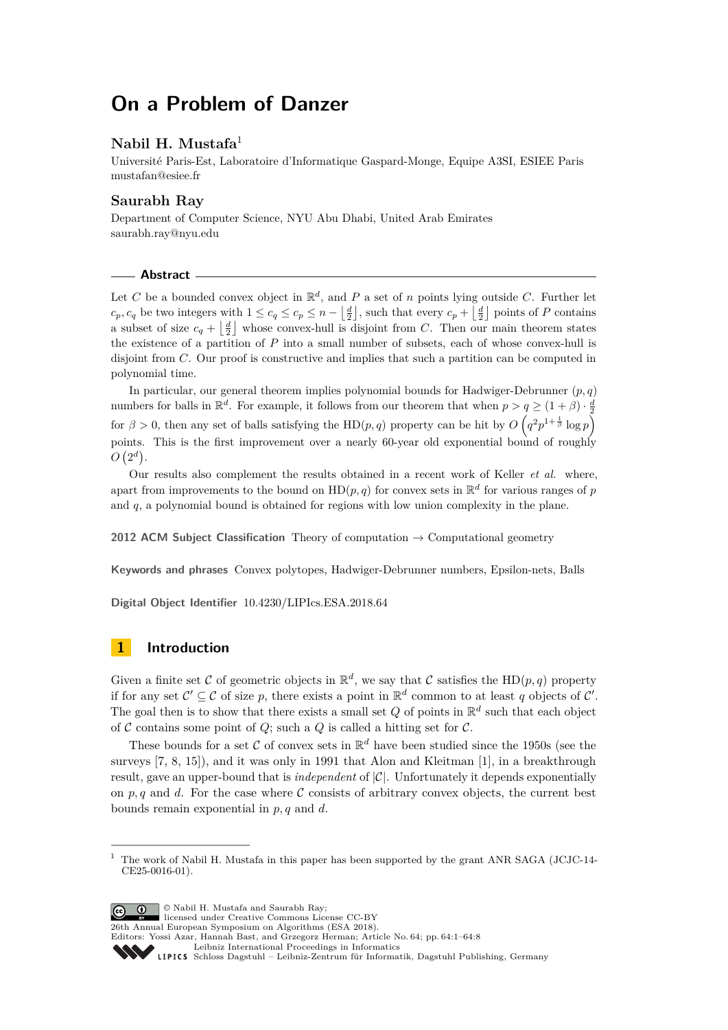# On a Problem of Danzer

## Nabil H. Mustafa[1]

Université Paris-Est, Laboratoire d'Informatique Gaspard-Monge, Equipe A3SI, ESIEE Paris
mustafan@esiee.fr

## Saurabh Ray

Department of Computer Science, NYU Abu Dhabi, United Arab Emirates
saurabh.ray@nyu.edu

### Abstract

Let $C$ be a bounded convex object in $\mathbb{R}^d$, and $P$ a set of $n$ points lying outside $C$. Further let $c_p, c_q$ be two integers with $1 \leq c_q \leq c_p \leq n - \lfloor \frac{d}{2} \rfloor$, such that every $c_p + \lfloor \frac{d}{2} \rfloor$ points of $P$ contains a subset of size $c_q + \lfloor \frac{d}{2} \rfloor$ whose convex-hull is disjoint from $C$. Then our main theorem states the existence of a partition of $P$ into a small number of subsets, each of whose convex-hull is disjoint from $C$. Our proof is constructive and implies that such a partition can be computed in polynomial time.

In particular, our general theorem implies polynomial bounds for Hadwiger-Debrunner $(p, q)$ numbers for balls in $\mathbb{R}^d$. For example, it follows from our theorem that when $p > q \geq (1 + \beta) \cdot \frac{d}{2}$ for $\beta > 0$, then any set of balls satisfying the HD$(p, q)$ property can be hit by $O\left(q^2 p^{1+\frac{1}{\beta}} \log p\right)$ points. This is the first improvement over a nearly 60-year old exponential bound of roughly $O\left(2^d\right)$.

Our results also complement the results obtained in a recent work of Keller *et al.* where, apart from improvements to the bound on HD$(p, q)$ for convex sets in $\mathbb{R}^d$ for various ranges of $p$ and $q$, a polynomial bound is obtained for regions with low union complexity in the plane.

**2012 ACM Subject Classification** Theory of computation → Computational geometry

**Keywords and phrases** Convex polytopes, Hadwiger-Debrunner numbers, Epsilon-nets, Balls

**Digital Object Identifier** 10.4230/LIPIcs.ESA.2018.64

## 1 Introduction

Given a finite set $\mathcal{C}$ of geometric objects in $\mathbb{R}^d$, we say that $\mathcal{C}$ satisfies the HD$(p, q)$ property if for any set $\mathcal{C}' \subseteq \mathcal{C}$ of size $p$, there exists a point in $\mathbb{R}^d$ common to at least $q$ objects of $\mathcal{C}'$. The goal then is to show that there exists a small set $Q$ of points in $\mathbb{R}^d$ such that each object of $\mathcal{C}$ contains some point of $Q$; such a $Q$ is called a hitting set for $\mathcal{C}$.

These bounds for a set $\mathcal{C}$ of convex sets in $\mathbb{R}^d$ have been studied since the 1950s (see the surveys [7, 8, 15]), and it was only in 1991 that Alon and Kleitman [1], in a breakthrough result, gave an upper-bound that is *independent* of $|\mathcal{C}|$. Unfortunately it depends exponentially on $p, q$ and $d$. For the case where $\mathcal{C}$ consists of arbitrary convex objects, the current best bounds remain exponential in $p, q$ and $d$.

[1] The work of Nabil H. Mustafa in this paper has been supported by the grant ANR SAGA (JCJC-14-CE25-0016-01).

© Nabil H. Mustafa and Saurabh Ray;
licensed under Creative Commons License CC-BY
26th Annual European Symposium on Algorithms (ESA 2018).
Editors: Yossi Azar, Hannah Bast, and Grzegorz Herman; Article No. 64; pp. 64:1–64:8
Leibniz International Proceedings in Informatics
Schloss Dagstuhl – Leibniz-Zentrum für Informatik, Dagstuhl Publishing, Germany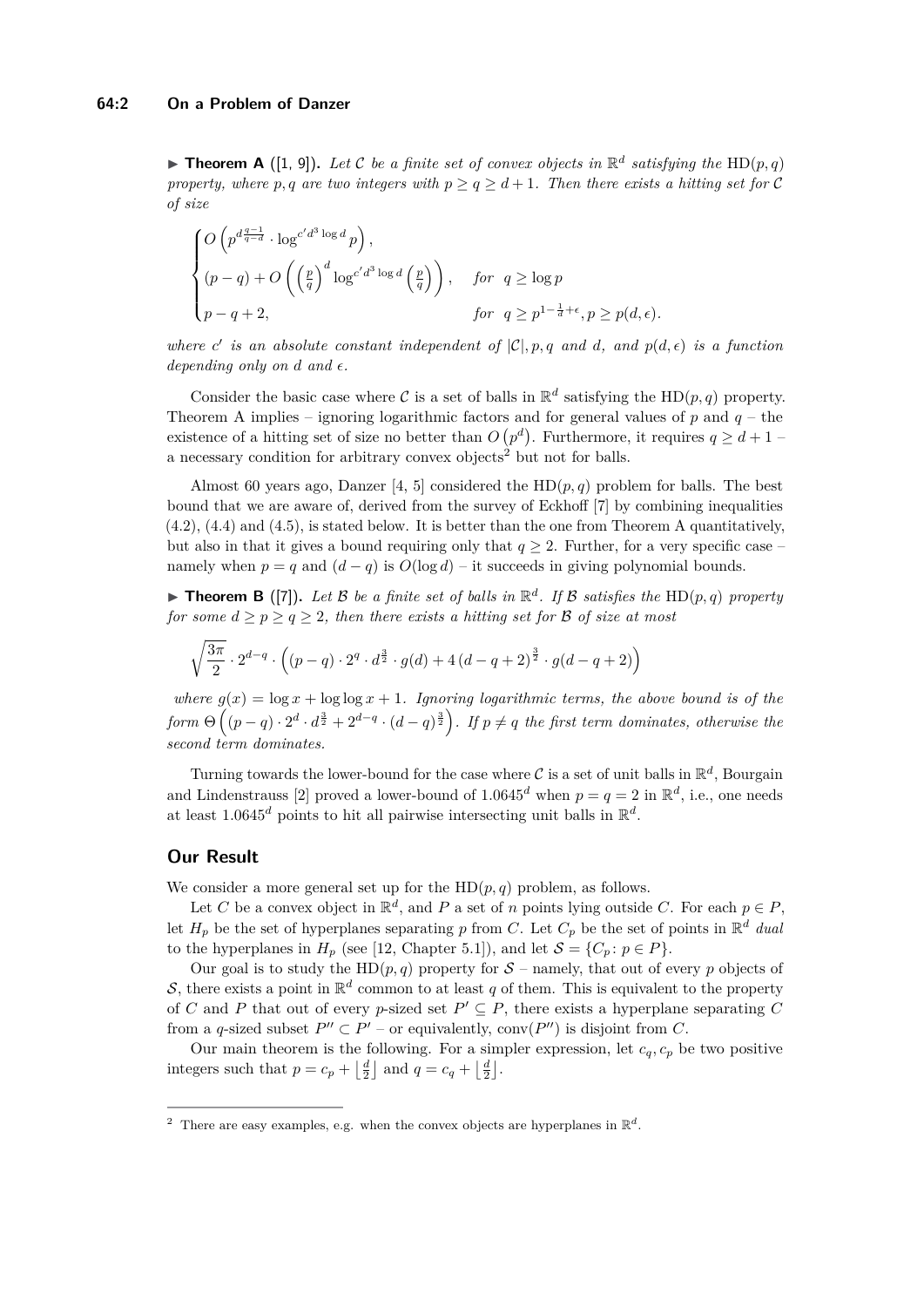▶ **Theorem A** ([1, 9])**.** *Let $\mathcal{C}$ be a finite set of convex objects in $\mathbb{R}^d$ satisfying the* HD$(p,q)$ *property, where $p, q$ are two integers with $p \geq q \geq d+1$. Then there exists a hitting set for $\mathcal{C}$ of size*

$$\begin{cases} O\left(p^{d\frac{q-1}{q-d}} \cdot \log^{c' d^3 \log d} p\right), & \\ (p-q) + O\left(\left(\frac{p}{q}\right)^d \log^{c' d^3 \log d}\left(\frac{p}{q}\right)\right), & \text{for } \ q \geq \log p \\ p-q+2, & \text{for } \ q \geq p^{1-\frac{1}{d}+\epsilon}, p \geq p(d,\epsilon). \end{cases}$$

*where $c'$ is an absolute constant independent of $|\mathcal{C}|, p, q$ and $d$, and $p(d,\epsilon)$ is a function depending only on $d$ and $\epsilon$.*

Consider the basic case where $\mathcal{C}$ is a set of balls in $\mathbb{R}^d$ satisfying the HD$(p,q)$ property. Theorem A implies – ignoring logarithmic factors and for general values of $p$ and $q$ – the existence of a hitting set of size no better than $O\left(p^d\right)$. Furthermore, it requires $q \geq d+1$ – a necessary condition for arbitrary convex objects[2] but not for balls.

Almost 60 years ago, Danzer [4, 5] considered the HD$(p,q)$ problem for balls. The best bound that we are aware of, derived from the survey of Eckhoff [7] by combining inequalities (4.2), (4.4) and (4.5), is stated below. It is better than the one from Theorem A quantitatively, but also in that it gives a bound requiring only that $q \geq 2$. Further, for a very specific case – namely when $p = q$ and $(d-q)$ is $O(\log d)$ – it succeeds in giving polynomial bounds.

▶ **Theorem B** ([7])**.** *Let $\mathcal{B}$ be a finite set of balls in $\mathbb{R}^d$. If $\mathcal{B}$ satisfies the* HD$(p,q)$ *property for some $d \geq p \geq q \geq 2$, then there exists a hitting set for $\mathcal{B}$ of size at most*

$$\sqrt{\frac{3\pi}{2}} \cdot 2^{d-q} \cdot \left((p-q) \cdot 2^q \cdot d^{\frac{3}{2}} \cdot g(d) + 4\left(d-q+2\right)^{\frac{3}{2}} \cdot g(d-q+2)\right)$$

*where $g(x) = \log x + \log\log x + 1$. Ignoring logarithmic terms, the above bound is of the form $\Theta\left((p-q) \cdot 2^d \cdot d^{\frac{3}{2}} + 2^{d-q} \cdot (d-q)^{\frac{3}{2}}\right)$. If $p \neq q$ the first term dominates, otherwise the second term dominates.*

Turning towards the lower-bound for the case where $\mathcal{C}$ is a set of unit balls in $\mathbb{R}^d$, Bourgain and Lindenstrauss [2] proved a lower-bound of $1.0645^d$ when $p = q = 2$ in $\mathbb{R}^d$, i.e., one needs at least $1.0645^d$ points to hit all pairwise intersecting unit balls in $\mathbb{R}^d$.

## Our Result

We consider a more general set up for the HD$(p,q)$ problem, as follows.

Let $C$ be a convex object in $\mathbb{R}^d$, and $P$ a set of $n$ points lying outside $C$. For each $p \in P$, let $H_p$ be the set of hyperplanes separating $p$ from $C$. Let $C_p$ be the set of points in $\mathbb{R}^d$ *dual* to the hyperplanes in $H_p$ (see [12, Chapter 5.1]), and let $\mathcal{S} = \{C_p \colon p \in P\}$.

Our goal is to study the HD$(p,q)$ property for $\mathcal{S}$ – namely, that out of every $p$ objects of $\mathcal{S}$, there exists a point in $\mathbb{R}^d$ common to at least $q$ of them. This is equivalent to the property of $C$ and $P$ that out of every $p$-sized set $P' \subseteq P$, there exists a hyperplane separating $C$ from a $q$-sized subset $P'' \subset P'$ – or equivalently, conv$(P'')$ is disjoint from $C$.

Our main theorem is the following. For a simpler expression, let $c_q, c_p$ be two positive integers such that $p = c_p + \left\lfloor \frac{d}{2} \right\rfloor$ and $q = c_q + \left\lfloor \frac{d}{2} \right\rfloor$.

---

[2] There are easy examples, e.g. when the convex objects are hyperplanes in $\mathbb{R}^d$.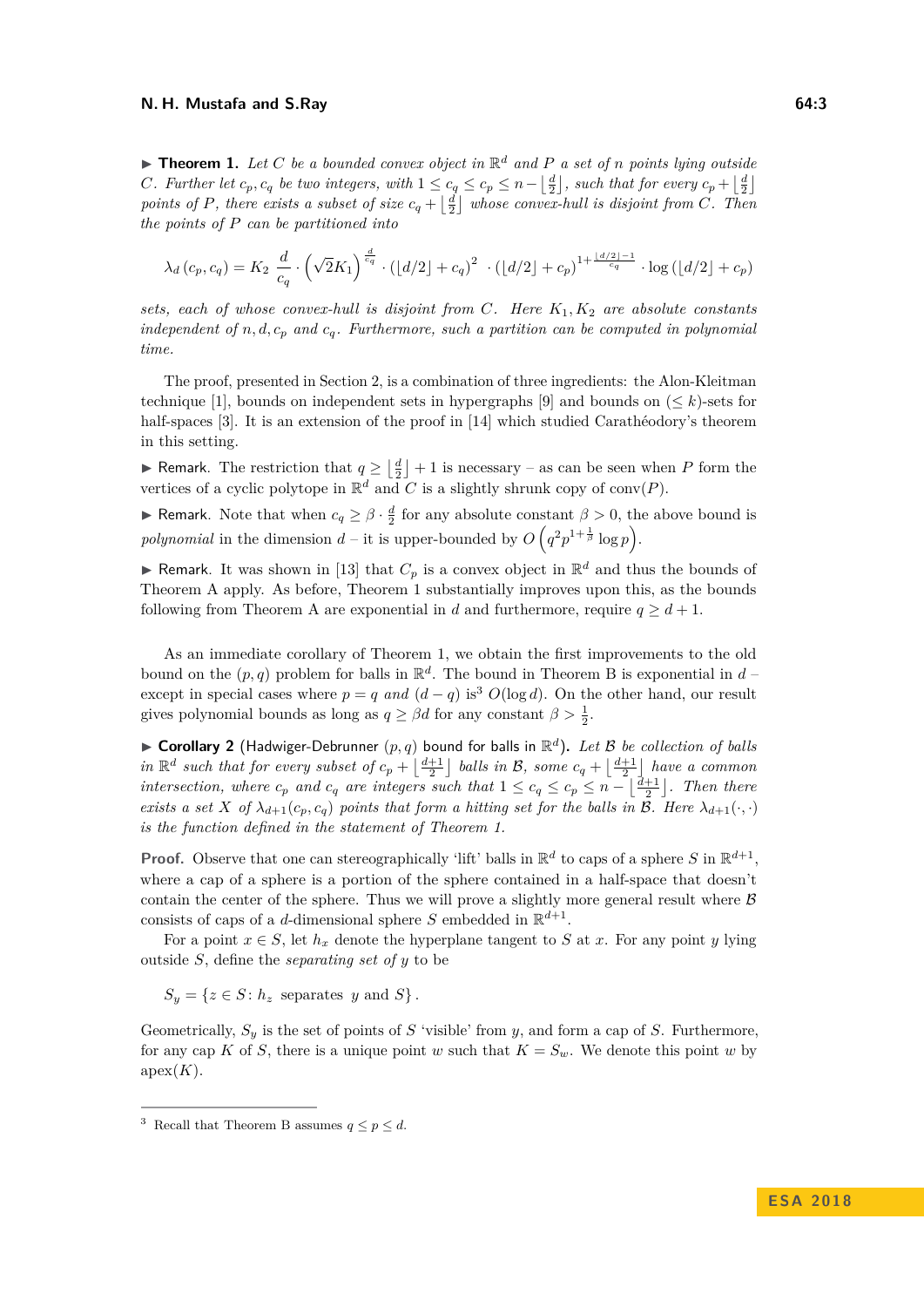▶ **Theorem 1.** *Let $C$ be a bounded convex object in $\mathbb{R}^d$ and $P$ a set of $n$ points lying outside $C$. Further let $c_p, c_q$ be two integers, with $1 \leq c_q \leq c_p \leq n - \lfloor \frac{d}{2} \rfloor$, such that for every $c_p + \lfloor \frac{d}{2} \rfloor$ points of $P$, there exists a subset of size $c_q + \lfloor \frac{d}{2} \rfloor$ whose convex-hull is disjoint from $C$. Then the points of $P$ can be partitioned into*

$$\lambda_d\left(c_p, c_q\right) = K_2 \, \frac{d}{c_q} \cdot \left(\sqrt{2}K_1\right)^{\frac{d}{c_q}} \cdot \left(\lfloor d/2 \rfloor + c_q\right)^2 \cdot \left(\lfloor d/2 \rfloor + c_p\right)^{1+\frac{\lfloor d/2 \rfloor - 1}{c_q}} \cdot \log\left(\lfloor d/2 \rfloor + c_p\right)$$

*sets, each of whose convex-hull is disjoint from $C$. Here $K_1, K_2$ are absolute constants independent of $n, d, c_p$ and $c_q$. Furthermore, such a partition can be computed in polynomial time.*

The proof, presented in Section 2, is a combination of three ingredients: the Alon-Kleitman technique [1], bounds on independent sets in hypergraphs [9] and bounds on $(\leq k)$-sets for half-spaces [3]. It is an extension of the proof in [14] which studied Carathéodory's theorem in this setting.

▶ Remark. The restriction that $q \geq \lfloor \frac{d}{2} \rfloor + 1$ is necessary – as can be seen when $P$ form the vertices of a cyclic polytope in $\mathbb{R}^d$ and $C$ is a slightly shrunk copy of conv$(P)$.

▶ Remark. Note that when $c_q \geq \beta \cdot \frac{d}{2}$ for any absolute constant $\beta > 0$, the above bound is *polynomial* in the dimension $d$ – it is upper-bounded by $O\left(q^2 p^{1+\frac{1}{\beta}} \log p\right)$.

▶ Remark. It was shown in [13] that $C_p$ is a convex object in $\mathbb{R}^d$ and thus the bounds of Theorem A apply. As before, Theorem 1 substantially improves upon this, as the bounds following from Theorem A are exponential in $d$ and furthermore, require $q \geq d + 1$.

As an immediate corollary of Theorem 1, we obtain the first improvements to the old bound on the $(p, q)$ problem for balls in $\mathbb{R}^d$. The bound in Theorem B is exponential in $d$ – except in special cases where $p = q$ and $(d - q)$ is[3] $O(\log d)$. On the other hand, our result gives polynomial bounds as long as $q \geq \beta d$ for any constant $\beta > \frac{1}{2}$.

▶ **Corollary 2** (Hadwiger-Debrunner $(p, q)$ bound for balls in $\mathbb{R}^d$)**.** *Let $\mathcal{B}$ be collection of balls in $\mathbb{R}^d$ such that for every subset of $c_p + \lfloor \frac{d+1}{2} \rfloor$ balls in $\mathcal{B}$, some $c_q + \lfloor \frac{d+1}{2} \rfloor$ have a common intersection, where $c_p$ and $c_q$ are integers such that $1 \leq c_q \leq c_p \leq n - \lfloor \frac{d+1}{2} \rfloor$. Then there exists a set $X$ of $\lambda_{d+1}(c_p, c_q)$ points that form a hitting set for the balls in $\mathcal{B}$. Here $\lambda_{d+1}(\cdot, \cdot)$ is the function defined in the statement of Theorem 1.*

**Proof.** Observe that one can stereographically 'lift' balls in $\mathbb{R}^d$ to caps of a sphere $S$ in $\mathbb{R}^{d+1}$, where a cap of a sphere is a portion of the sphere contained in a half-space that doesn't contain the center of the sphere. Thus we will prove a slightly more general result where $\mathcal{B}$ consists of caps of a $d$-dimensional sphere $S$ embedded in $\mathbb{R}^{d+1}$.

For a point $x \in S$, let $h_x$ denote the hyperplane tangent to $S$ at $x$. For any point $y$ lying outside $S$, define the *separating set of* $y$ to be

$$S_y = \{z \in S \colon h_z \text{ separates } y \text{ and } S\}.$$

Geometrically, $S_y$ is the set of points of $S$ 'visible' from $y$, and form a cap of $S$. Furthermore, for any cap $K$ of $S$, there is a unique point $w$ such that $K = S_w$. We denote this point $w$ by apex$(K)$.

---

[3] Recall that Theorem B assumes $q \leq p \leq d$.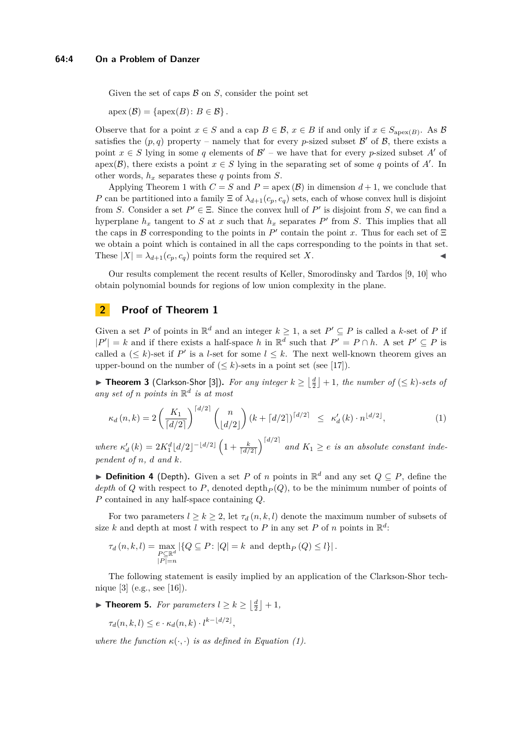Given the set of caps $\mathcal{B}$ on $S$, consider the point set

$$\text{apex}(\mathcal{B}) = \{\text{apex}(B) \colon B \in \mathcal{B}\}.$$

Observe that for a point $x \in S$ and a cap $B \in \mathcal{B}$, $x \in B$ if and only if $x \in S_{\text{apex}(B)}$. As $\mathcal{B}$ satisfies the $(p, q)$ property – namely that for every $p$-sized subset $\mathcal{B}'$ of $\mathcal{B}$, there exists a point $x \in S$ lying in some $q$ elements of $\mathcal{B}'$ – we have that for every $p$-sized subset $A'$ of $\text{apex}(\mathcal{B})$, there exists a point $x \in S$ lying in the separating set of some $q$ points of $A'$. In other words, $h_x$ separates these $q$ points from $S$.

Applying Theorem 1 with $C = S$ and $P = \text{apex}(\mathcal{B})$ in dimension $d+1$, we conclude that $P$ can be partitioned into a family $\Xi$ of $\lambda_{d+1}(c_p, c_q)$ sets, each of whose convex hull is disjoint from $S$. Consider a set $P' \in \Xi$. Since the convex hull of $P'$ is disjoint from $S$, we can find a hyperplane $h_x$ tangent to $S$ at $x$ such that $h_x$ separates $P'$ from $S$. This implies that all the caps in $\mathcal{B}$ corresponding to the points in $P'$ contain the point $x$. Thus for each set of $\Xi$ we obtain a point which is contained in all the caps corresponding to the points in that set. These $|X| = \lambda_{d+1}(c_p, c_q)$ points form the required set $X$. ◀

Our results complement the recent results of Keller, Smorodinsky and Tardos [9, 10] who obtain polynomial bounds for regions of low union complexity in the plane.

## 2 Proof of Theorem 1

Given a set $P$ of points in $\mathbb{R}^d$ and an integer $k \geq 1$, a set $P' \subseteq P$ is called a $k$-set of $P$ if $|P'| = k$ and if there exists a half-space $h$ in $\mathbb{R}^d$ such that $P' = P \cap h$. A set $P' \subseteq P$ is called a $(\leq k)$-set if $P'$ is a $l$-set for some $l \leq k$. The next well-known theorem gives an upper-bound on the number of $(\leq k)$-sets in a point set (see [17]).

▶ **Theorem 3** (Clarkson-Shor [3]). *For any integer $k \geq \lfloor \frac{d}{2} \rfloor + 1$, the number of $(\leq k)$-sets of any set of $n$ points in $\mathbb{R}^d$ is at most*

$$\kappa_d(n, k) = 2\left(\frac{K_1}{\lceil d/2 \rceil}\right)^{\lceil d/2 \rceil} \binom{n}{\lfloor d/2 \rfloor} (k + \lceil d/2 \rceil)^{\lceil d/2 \rceil} \;\; \leq \;\; \kappa'_d(k) \cdot n^{\lfloor d/2 \rfloor}, \tag{1}$$

*where $\kappa'_d(k) = 2K_1^d \lfloor d/2 \rfloor^{-\lfloor d/2 \rfloor} \left(1 + \frac{k}{\lceil d/2 \rceil}\right)^{\lceil d/2 \rceil}$ and $K_1 \geq e$ is an absolute constant independent of $n$, $d$ and $k$.*

▶ **Definition 4** (Depth). Given a set $P$ of $n$ points in $\mathbb{R}^d$ and any set $Q \subseteq P$, define the *depth* of $Q$ with respect to $P$, denoted $\text{depth}_P(Q)$, to be the minimum number of points of $P$ contained in any half-space containing $Q$.

For two parameters $l \geq k \geq 2$, let $\tau_d(n, k, l)$ denote the maximum number of subsets of size $k$ and depth at most $l$ with respect to $P$ in any set $P$ of $n$ points in $\mathbb{R}^d$:

$$\tau_d(n, k, l) = \max_{\substack{P \subseteq \mathbb{R}^d \\ |P| = n}} |\{Q \subseteq P \colon |Q| = k \text{ and } \text{depth}_P(Q) \leq l\}|.$$

The following statement is easily implied by an application of the Clarkson-Shor technique [3] (e.g., see [16]).

▶ **Theorem 5.** *For parameters $l \geq k \geq \lfloor \frac{d}{2} \rfloor + 1$,*

$$\tau_d(n, k, l) \leq e \cdot \kappa_d(n, k) \cdot l^{k - \lfloor d/2 \rfloor},$$

*where the function $\kappa(\cdot, \cdot)$ is as defined in Equation (1).*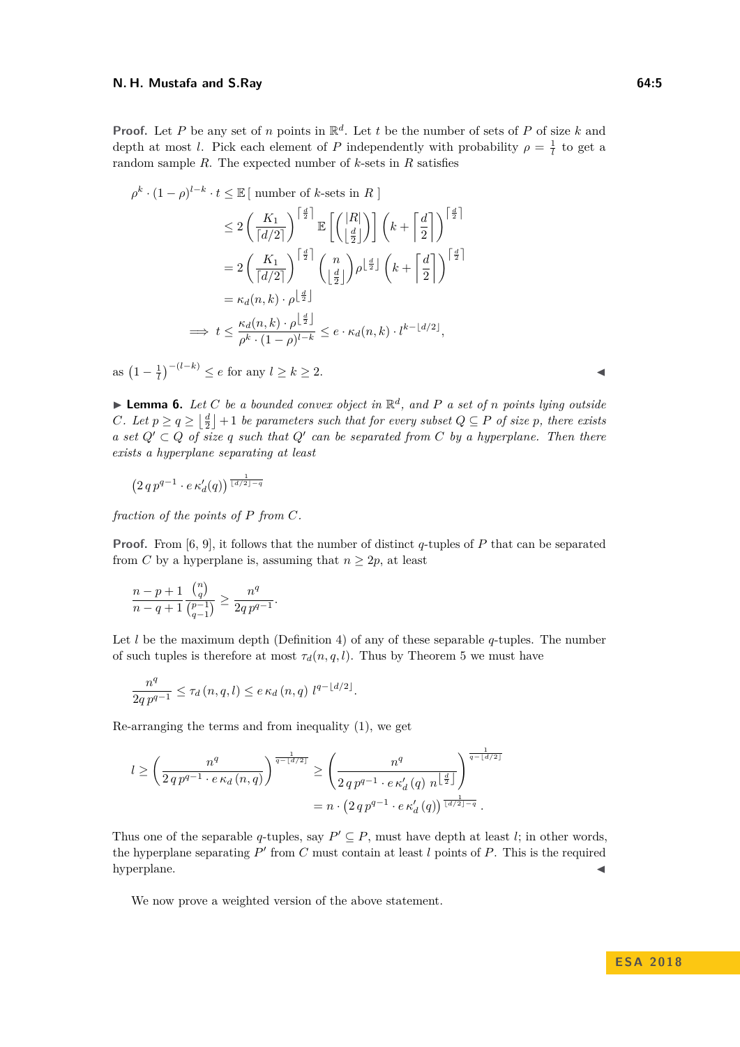**Proof.** Let $P$ be any set of $n$ points in $\mathbb{R}^d$. Let $t$ be the number of sets of $P$ of size $k$ and depth at most $l$. Pick each element of $P$ independently with probability $\rho = \frac{1}{l}$ to get a random sample $R$. The expected number of $k$-sets in $R$ satisfies

$$
\begin{aligned}
\rho^k \cdot (1-\rho)^{l-k} \cdot t &\leq \mathbb{E}[\text{ number of } k\text{-sets in } R\ ] \\
&\leq 2\left(\frac{K_1}{\lceil d/2 \rceil}\right)^{\lceil \frac{d}{2} \rceil} \mathbb{E}\left[\binom{|R|}{\lfloor \frac{d}{2} \rfloor}\right]\left(k + \left\lceil \frac{d}{2} \right\rceil\right)^{\lceil \frac{d}{2} \rceil} \\
&= 2\left(\frac{K_1}{\lceil d/2 \rceil}\right)^{\lceil \frac{d}{2} \rceil} \binom{n}{\lfloor \frac{d}{2} \rfloor} \rho^{\lfloor \frac{d}{2} \rfloor}\left(k + \left\lceil \frac{d}{2} \right\rceil\right)^{\lceil \frac{d}{2} \rceil} \\
&= \kappa_d(n,k) \cdot \rho^{\lfloor \frac{d}{2} \rfloor} \\
\implies t &\leq \frac{\kappa_d(n,k) \cdot \rho^{\lfloor \frac{d}{2} \rfloor}}{\rho^k \cdot (1-\rho)^{l-k}} \leq e \cdot \kappa_d(n,k) \cdot l^{k - \lfloor d/2 \rfloor},
\end{aligned}
$$

as $\left(1 - \frac{1}{l}\right)^{-(l-k)} \leq e$ for any $l \geq k \geq 2$. ◀

▶ **Lemma 6.** *Let $C$ be a bounded convex object in $\mathbb{R}^d$, and $P$ a set of $n$ points lying outside $C$. Let $p \geq q \geq \lfloor \frac{d}{2} \rfloor + 1$ be parameters such that for every subset $Q \subseteq P$ of size $p$, there exists a set $Q' \subset Q$ of size $q$ such that $Q'$ can be separated from $C$ by a hyperplane. Then there exists a hyperplane separating at least*

$$
\left(2\, q\, p^{q-1} \cdot e\, \kappa'_d(q)\right)^{\frac{1}{\lfloor d/2 \rfloor - q}}
$$

*fraction of the points of $P$ from $C$.*

**Proof.** From [6, 9], it follows that the number of distinct $q$-tuples of $P$ that can be separated from $C$ by a hyperplane is, assuming that $n \geq 2p$, at least

$$
\frac{n-p+1}{n-q+1} \frac{\binom{n}{q}}{\binom{p-1}{q-1}} \geq \frac{n^q}{2q\, p^{q-1}}.
$$

Let $l$ be the maximum depth (Definition 4) of any of these separable $q$-tuples. The number of such tuples is therefore at most $\tau_d(n,q,l)$. Thus by Theorem 5 we must have

$$
\frac{n^q}{2q\, p^{q-1}} \leq \tau_d\left(n,q,l\right) \leq e\, \kappa_d\left(n,q\right)\, l^{q - \lfloor d/2 \rfloor}.
$$

Re-arranging the terms and from inequality (1), we get

$$
\begin{aligned}
l \geq \left(\frac{n^q}{2\, q\, p^{q-1} \cdot e\, \kappa_d\left(n,q\right)}\right)^{\frac{1}{q - \lfloor d/2 \rfloor}} &\geq \left(\frac{n^q}{2\, q\, p^{q-1} \cdot e\, \kappa'_d\left(q\right)\, n^{\lfloor \frac{d}{2} \rfloor}}\right)^{\frac{1}{q - \lfloor d/2 \rfloor}} \\
&= n \cdot \left(2\, q\, p^{q-1} \cdot e\, \kappa'_d\left(q\right)\right)^{\frac{1}{\lfloor d/2 \rfloor - q}}.
\end{aligned}
$$

Thus one of the separable $q$-tuples, say $P' \subseteq P$, must have depth at least $l$; in other words, the hyperplane separating $P'$ from $C$ must contain at least $l$ points of $P$. This is the required hyperplane. ◀

We now prove a weighted version of the above statement.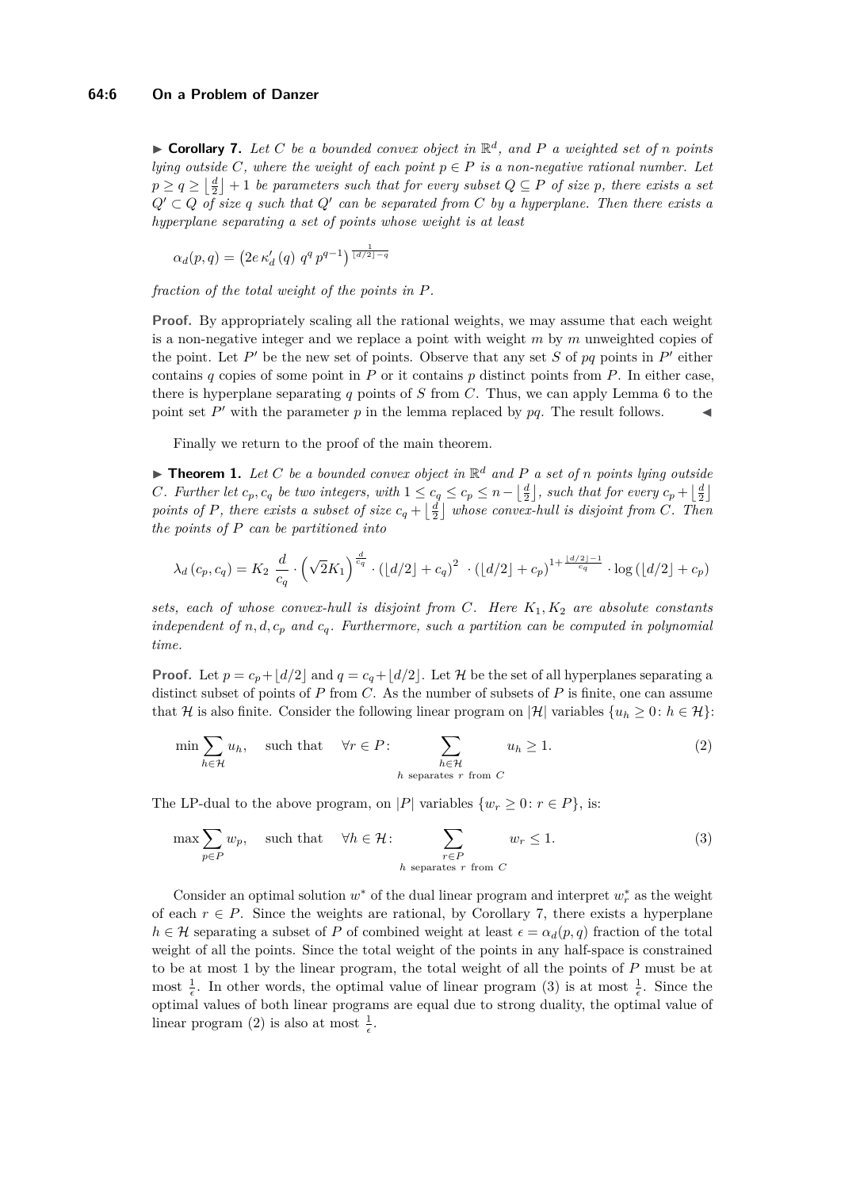► **Corollary 7.** *Let $C$ be a bounded convex object in $\mathbb{R}^d$, and $P$ a weighted set of $n$ points lying outside $C$, where the weight of each point $p \in P$ is a non-negative rational number. Let $p \geq q \geq \left\lfloor \frac{d}{2} \right\rfloor + 1$ be parameters such that for every subset $Q \subseteq P$ of size $p$, there exists a set $Q' \subset Q$ of size $q$ such that $Q'$ can be separated from $C$ by a hyperplane. Then there exists a hyperplane separating a set of points whose weight is at least*

$$\alpha_d(p,q) = \left(2e\,\kappa_d'\left(q\right)\,q^q\,p^{q-1}\right)^{\frac{1}{\lfloor d/2 \rfloor - q}}$$

*fraction of the total weight of the points in $P$.*

**Proof.** By appropriately scaling all the rational weights, we may assume that each weight is a non-negative integer and we replace a point with weight $m$ by $m$ unweighted copies of the point. Let $P'$ be the new set of points. Observe that any set $S$ of $pq$ points in $P'$ either contains $q$ copies of some point in $P$ or it contains $p$ distinct points from $P$. In either case, there is hyperplane separating $q$ points of $S$ from $C$. Thus, we can apply Lemma 6 to the point set $P'$ with the parameter $p$ in the lemma replaced by $pq$. The result follows. ◄

Finally we return to the proof of the main theorem.

► **Theorem 1.** *Let $C$ be a bounded convex object in $\mathbb{R}^d$ and $P$ a set of $n$ points lying outside $C$. Further let $c_p, c_q$ be two integers, with $1 \leq c_q \leq c_p \leq n - \left\lfloor \frac{d}{2} \right\rfloor$, such that for every $c_p + \left\lfloor \frac{d}{2} \right\rfloor$ points of $P$, there exists a subset of size $c_q + \left\lfloor \frac{d}{2} \right\rfloor$ whose convex-hull is disjoint from $C$. Then the points of $P$ can be partitioned into*

$$\lambda_d\left(c_p, c_q\right) = K_2\ \frac{d}{c_q} \cdot \left(\sqrt{2}K_1\right)^{\frac{d}{c_q}} \cdot \left(\lfloor d/2 \rfloor + c_q\right)^2\ \cdot \left(\lfloor d/2 \rfloor + c_p\right)^{1+\frac{\lfloor d/2 \rfloor - 1}{c_q}} \cdot \log\left(\lfloor d/2 \rfloor + c_p\right)$$

*sets, each of whose convex-hull is disjoint from $C$. Here $K_1, K_2$ are absolute constants independent of $n, d, c_p$ and $c_q$. Furthermore, such a partition can be computed in polynomial time.*

**Proof.** Let $p = c_p + \lfloor d/2 \rfloor$ and $q = c_q + \lfloor d/2 \rfloor$. Let $\mathcal{H}$ be the set of all hyperplanes separating a distinct subset of points of $P$ from $C$. As the number of subsets of $P$ is finite, one can assume that $\mathcal{H}$ is also finite. Consider the following linear program on $|\mathcal{H}|$ variables $\{u_h \geq 0 \colon h \in \mathcal{H}\}$:

$$\min \sum_{h \in \mathcal{H}} u_h, \quad \text{such that} \quad \forall r \in P\colon \sum_{\substack{h \in \mathcal{H} \\ h \text{ separates } r \text{ from } C}} u_h \geq 1. \tag{2}$$

The LP-dual to the above program, on $|P|$ variables $\{w_r \geq 0 \colon r \in P\}$, is:

$$\max \sum_{p \in P} w_p, \quad \text{such that} \quad \forall h \in \mathcal{H}\colon \sum_{\substack{r \in P \\ h \text{ separates } r \text{ from } C}} w_r \leq 1. \tag{3}$$

Consider an optimal solution $w^*$ of the dual linear program and interpret $w_r^*$ as the weight of each $r \in P$. Since the weights are rational, by Corollary 7, there exists a hyperplane $h \in \mathcal{H}$ separating a subset of $P$ of combined weight at least $\epsilon = \alpha_d(p,q)$ fraction of the total weight of all the points. Since the total weight of the points in any half-space is constrained to be at most 1 by the linear program, the total weight of all the points of $P$ must be at most $\frac{1}{\epsilon}$. In other words, the optimal value of linear program (3) is at most $\frac{1}{\epsilon}$. Since the optimal values of both linear programs are equal due to strong duality, the optimal value of linear program (2) is also at most $\frac{1}{\epsilon}$.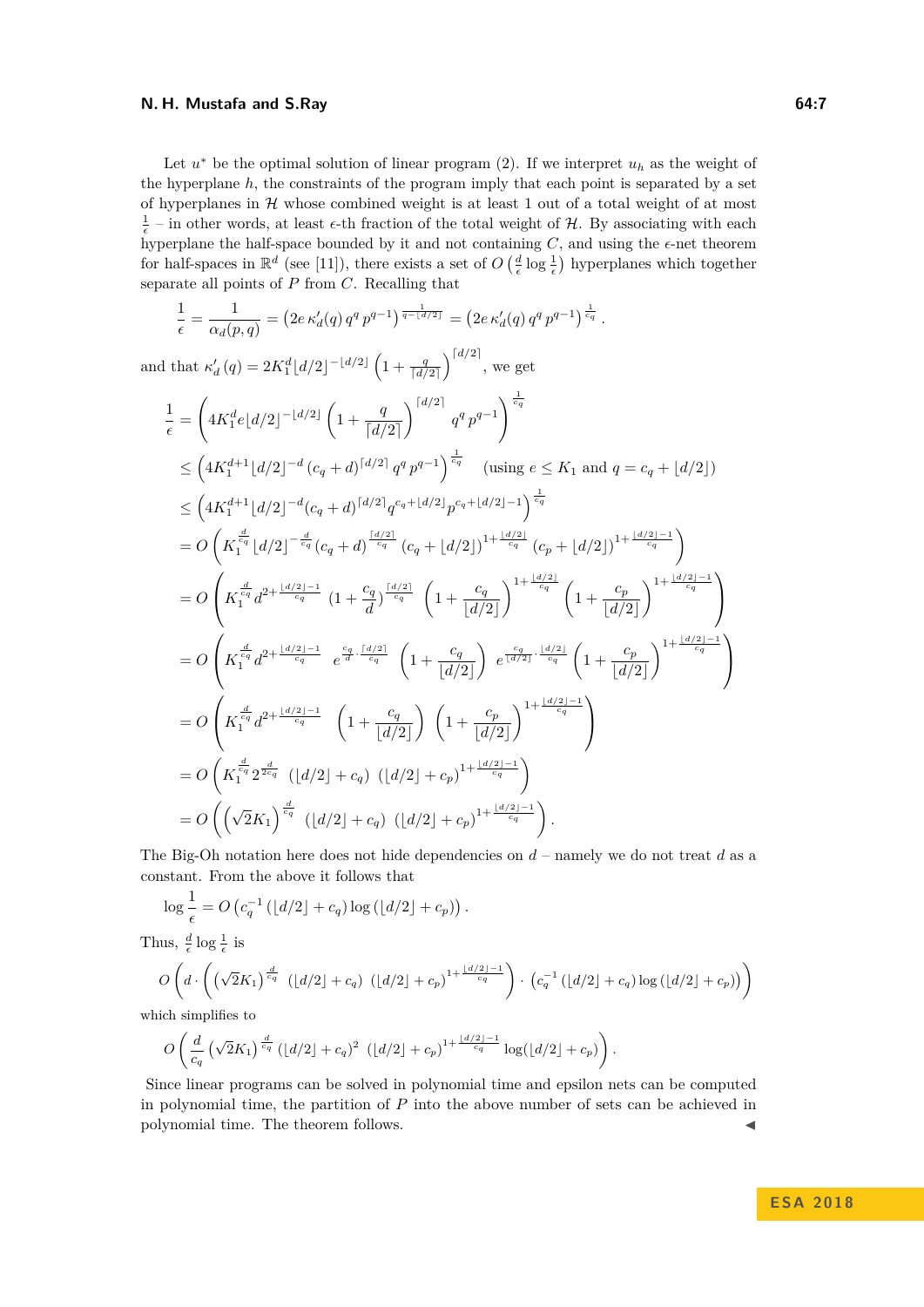Let $u^*$ be the optimal solution of linear program (2). If we interpret $u_h$ as the weight of the hyperplane $h$, the constraints of the program imply that each point is separated by a set of hyperplanes in $\mathcal{H}$ whose combined weight is at least 1 out of a total weight of at most $\frac{1}{\epsilon}$ – in other words, at least $\epsilon$-th fraction of the total weight of $\mathcal{H}$. By associating with each hyperplane the half-space bounded by it and not containing $C$, and using the $\epsilon$-net theorem for half-spaces in $\mathbb{R}^d$ (see [11]), there exists a set of $O\left(\frac{d}{\epsilon}\log\frac{1}{\epsilon}\right)$ hyperplanes which together separate all points of $P$ from $C$. Recalling that

$$\frac{1}{\epsilon} = \frac{1}{\alpha_d(p,q)} = \left(2e\,\kappa_d'(q)\,q^q\,p^{q-1}\right)^{\frac{1}{q-\lfloor d/2\rfloor}} = \left(2e\,\kappa_d'(q)\,q^q\,p^{q-1}\right)^{\frac{1}{c_q}}.$$

and that $\kappa_d'(q) = 2K_1^d\lfloor d/2\rfloor^{-\lfloor d/2\rfloor}\left(1+\frac{q}{\lceil d/2\rceil}\right)^{\lceil d/2\rceil}$, we get

$$\begin{aligned}
\frac{1}{\epsilon} &= \left(4K_1^d e\lfloor d/2\rfloor^{-\lfloor d/2\rfloor}\left(1+\frac{q}{\lceil d/2\rceil}\right)^{\lceil d/2\rceil} q^q\,p^{q-1}\right)^{\frac{1}{c_q}}\\
&\le \left(4K_1^{d+1}\lfloor d/2\rfloor^{-d}\,(c_q+d)^{\lceil d/2\rceil}\,q^q\,p^{q-1}\right)^{\frac{1}{c_q}} \quad \text{(using } e\le K_1 \text{ and } q=c_q+\lfloor d/2\rfloor)\\
&\le \left(4K_1^{d+1}\lfloor d/2\rfloor^{-d}(c_q+d)^{\lceil d/2\rceil}q^{c_q+\lfloor d/2\rfloor}p^{c_q+\lfloor d/2\rfloor-1}\right)^{\frac{1}{c_q}}\\
&= O\left(K_1^{\frac{d}{c_q}}\lfloor d/2\rfloor^{-\frac{d}{c_q}}(c_q+d)^{\frac{\lceil d/2\rceil}{c_q}}\,(c_q+\lfloor d/2\rfloor)^{1+\frac{\lfloor d/2\rfloor}{c_q}}\,(c_p+\lfloor d/2\rfloor)^{1+\frac{\lfloor d/2\rfloor-1}{c_q}}\right)\\
&= O\left(K_1^{\frac{d}{c_q}}\,d^{2+\frac{\lfloor d/2\rfloor-1}{c_q}}\;(1+\frac{c_q}{d})^{\frac{\lceil d/2\rceil}{c_q}}\;\left(1+\frac{c_q}{\lfloor d/2\rfloor}\right)^{1+\frac{\lfloor d/2\rfloor}{c_q}}\;\left(1+\frac{c_p}{\lfloor d/2\rfloor}\right)^{1+\frac{\lfloor d/2\rfloor-1}{c_q}}\right)\\
&= O\left(K_1^{\frac{d}{c_q}}\,d^{2+\frac{\lfloor d/2\rfloor-1}{c_q}}\;\;e^{\frac{c_q}{d}\cdot\frac{\lceil d/2\rceil}{c_q}}\;\left(1+\frac{c_q}{\lfloor d/2\rfloor}\right)\;e^{\frac{c_q}{\lfloor d/2\rfloor}\cdot\frac{\lfloor d/2\rfloor}{c_q}}\;\left(1+\frac{c_p}{\lfloor d/2\rfloor}\right)^{1+\frac{\lfloor d/2\rfloor-1}{c_q}}\right)\\
&= O\left(K_1^{\frac{d}{c_q}}\,d^{2+\frac{\lfloor d/2\rfloor-1}{c_q}}\;\;\left(1+\frac{c_q}{\lfloor d/2\rfloor}\right)\;\left(1+\frac{c_p}{\lfloor d/2\rfloor}\right)^{1+\frac{\lfloor d/2\rfloor-1}{c_q}}\right)\\
&= O\left(K_1^{\frac{d}{c_q}}\,2^{\frac{d}{2c_q}}\;\;(\lfloor d/2\rfloor+c_q)\;\;(\lfloor d/2\rfloor+c_p)^{1+\frac{\lfloor d/2\rfloor-1}{c_q}}\right)\\
&= O\left(\left(\sqrt{2}K_1\right)^{\frac{d}{c_q}}\;\;(\lfloor d/2\rfloor+c_q)\;\;(\lfloor d/2\rfloor+c_p)^{1+\frac{\lfloor d/2\rfloor-1}{c_q}}\right).
\end{aligned}$$

The Big-Oh notation here does not hide dependencies on $d$ – namely we do not treat $d$ as a constant. From the above it follows that

$$\log\frac{1}{\epsilon} = O\left(c_q^{-1}\left(\lfloor d/2\rfloor+c_q\right)\log\left(\lfloor d/2\rfloor+c_p\right)\right).$$

Thus, $\frac{d}{\epsilon}\log\frac{1}{\epsilon}$ is

$$O\left(d\cdot\left(\left(\sqrt{2}K_1\right)^{\frac{d}{c_q}}\;\;(\lfloor d/2\rfloor+c_q)\;\;(\lfloor d/2\rfloor+c_p)^{1+\frac{\lfloor d/2\rfloor-1}{c_q}}\right)\cdot\left(c_q^{-1}\left(\lfloor d/2\rfloor+c_q\right)\log\left(\lfloor d/2\rfloor+c_p\right)\right)\right)$$

which simplifies to

$$O\left(\frac{d}{c_q}\left(\sqrt{2}K_1\right)^{\frac{d}{c_q}}\left(\lfloor d/2\rfloor+c_q\right)^2\;\left(\lfloor d/2\rfloor+c_p\right)^{1+\frac{\lfloor d/2\rfloor-1}{c_q}}\;\log(\lfloor d/2\rfloor+c_p)\right).$$

Since linear programs can be solved in polynomial time and epsilon nets can be computed in polynomial time, the partition of $P$ into the above number of sets can be achieved in polynomial time. The theorem follows. ◀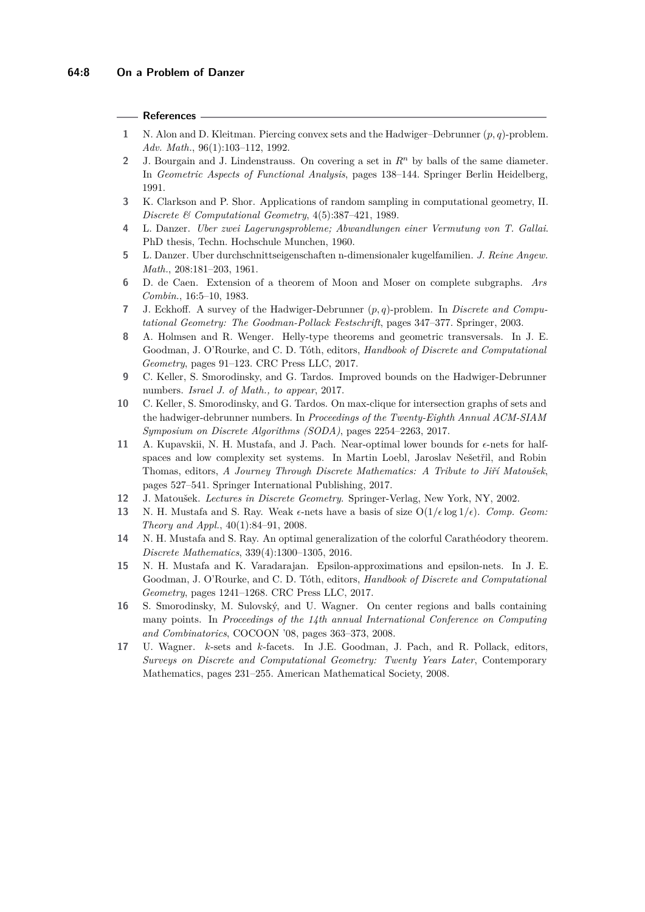## References

1. N. Alon and D. Kleitman. Piercing convex sets and the Hadwiger–Debrunner $(p, q)$-problem. *Adv. Math.*, 96(1):103–112, 1992.
2. J. Bourgain and J. Lindenstrauss. On covering a set in $R^n$ by balls of the same diameter. In *Geometric Aspects of Functional Analysis*, pages 138–144. Springer Berlin Heidelberg, 1991.
3. K. Clarkson and P. Shor. Applications of random sampling in computational geometry, II. *Discrete & Computational Geometry*, 4(5):387–421, 1989.
4. L. Danzer. *Uber zwei Lagerungsprobleme; Abwandlungen einer Vermutung von T. Gallai*. PhD thesis, Techn. Hochschule Munchen, 1960.
5. L. Danzer. Uber durchschnittseigenschaften n-dimensionaler kugelfamilien. *J. Reine Angew. Math.*, 208:181–203, 1961.
6. D. de Caen. Extension of a theorem of Moon and Moser on complete subgraphs. *Ars Combin.*, 16:5–10, 1983.
7. J. Eckhoff. A survey of the Hadwiger-Debrunner $(p, q)$-problem. In *Discrete and Computational Geometry: The Goodman-Pollack Festschrift*, pages 347–377. Springer, 2003.
8. A. Holmsen and R. Wenger. Helly-type theorems and geometric transversals. In J. E. Goodman, J. O'Rourke, and C. D. Tóth, editors, *Handbook of Discrete and Computational Geometry*, pages 91–123. CRC Press LLC, 2017.
9. C. Keller, S. Smorodinsky, and G. Tardos. Improved bounds on the Hadwiger-Debrunner numbers. *Israel J. of Math., to appear*, 2017.
10. C. Keller, S. Smorodinsky, and G. Tardos. On max-clique for intersection graphs of sets and the hadwiger-debrunner numbers. In *Proceedings of the Twenty-Eighth Annual ACM-SIAM Symposium on Discrete Algorithms (SODA)*, pages 2254–2263, 2017.
11. A. Kupavskii, N. H. Mustafa, and J. Pach. Near-optimal lower bounds for $\epsilon$-nets for half-spaces and low complexity set systems. In Martin Loebl, Jaroslav Nešetřil, and Robin Thomas, editors, *A Journey Through Discrete Mathematics: A Tribute to Jiří Matoušek*, pages 527–541. Springer International Publishing, 2017.
12. J. Matoušek. *Lectures in Discrete Geometry.* Springer-Verlag, New York, NY, 2002.
13. N. H. Mustafa and S. Ray. Weak $\epsilon$-nets have a basis of size $O(1/\epsilon \log 1/\epsilon)$. *Comp. Geom: Theory and Appl.*, 40(1):84–91, 2008.
14. N. H. Mustafa and S. Ray. An optimal generalization of the colorful Carathéodory theorem. *Discrete Mathematics*, 339(4):1300–1305, 2016.
15. N. H. Mustafa and K. Varadarajan. Epsilon-approximations and epsilon-nets. In J. E. Goodman, J. O'Rourke, and C. D. Tóth, editors, *Handbook of Discrete and Computational Geometry*, pages 1241–1268. CRC Press LLC, 2017.
16. S. Smorodinsky, M. Sulovský, and U. Wagner. On center regions and balls containing many points. In *Proceedings of the 14th annual International Conference on Computing and Combinatorics*, COCOON '08, pages 363–373, 2008.
17. U. Wagner. $k$-sets and $k$-facets. In J.E. Goodman, J. Pach, and R. Pollack, editors, *Surveys on Discrete and Computational Geometry: Twenty Years Later*, Contemporary Mathematics, pages 231–255. American Mathematical Society, 2008.